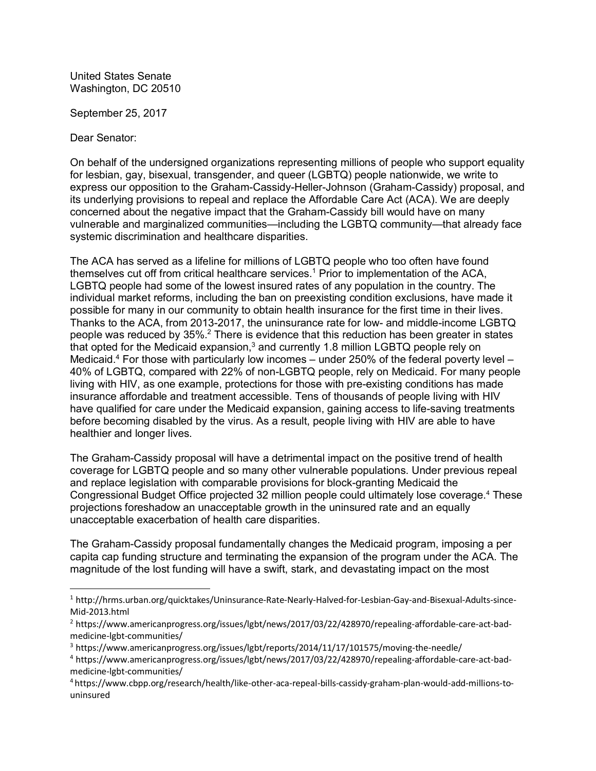United States Senate
Washington, DC 20510

September 25, 2017

Dear Senator:

On behalf of the undersigned organizations representing millions of people who support equality for lesbian, gay, bisexual, transgender, and queer (LGBTQ) people nationwide, we write to express our opposition to the Graham-Cassidy-Heller-Johnson (Graham-Cassidy) proposal, and its underlying provisions to repeal and replace the Affordable Care Act (ACA). We are deeply concerned about the negative impact that the Graham-Cassidy bill would have on many vulnerable and marginalized communities—including the LGBTQ community—that already face systemic discrimination and healthcare disparities.

The ACA has served as a lifeline for millions of LGBTQ people who too often have found themselves cut off from critical healthcare services.[1] Prior to implementation of the ACA, LGBTQ people had some of the lowest insured rates of any population in the country. The individual market reforms, including the ban on preexisting condition exclusions, have made it possible for many in our community to obtain health insurance for the first time in their lives. Thanks to the ACA, from 2013-2017, the uninsurance rate for low- and middle-income LGBTQ people was reduced by 35%.[2] There is evidence that this reduction has been greater in states that opted for the Medicaid expansion,[3] and currently 1.8 million LGBTQ people rely on Medicaid.[4] For those with particularly low incomes – under 250% of the federal poverty level – 40% of LGBTQ, compared with 22% of non-LGBTQ people, rely on Medicaid. For many people living with HIV, as one example, protections for those with pre-existing conditions has made insurance affordable and treatment accessible. Tens of thousands of people living with HIV have qualified for care under the Medicaid expansion, gaining access to life-saving treatments before becoming disabled by the virus. As a result, people living with HIV are able to have healthier and longer lives.

The Graham-Cassidy proposal will have a detrimental impact on the positive trend of health coverage for LGBTQ people and so many other vulnerable populations. Under previous repeal and replace legislation with comparable provisions for block-granting Medicaid the Congressional Budget Office projected 32 million people could ultimately lose coverage.[4] These projections foreshadow an unacceptable growth in the uninsured rate and an equally unacceptable exacerbation of health care disparities.

The Graham-Cassidy proposal fundamentally changes the Medicaid program, imposing a per capita cap funding structure and terminating the expansion of the program under the ACA. The magnitude of the lost funding will have a swift, stark, and devastating impact on the most

---

[1] http://hrms.urban.org/quicktakes/Uninsurance-Rate-Nearly-Halved-for-Lesbian-Gay-and-Bisexual-Adults-since-Mid-2013.html

[2] https://www.americanprogress.org/issues/lgbt/news/2017/03/22/428970/repealing-affordable-care-act-bad-medicine-lgbt-communities/

[3] https://www.americanprogress.org/issues/lgbt/reports/2014/11/17/101575/moving-the-needle/

[4] https://www.americanprogress.org/issues/lgbt/news/2017/03/22/428970/repealing-affordable-care-act-bad-medicine-lgbt-communities/

[4] https://www.cbpp.org/research/health/like-other-aca-repeal-bills-cassidy-graham-plan-would-add-millions-to-uninsured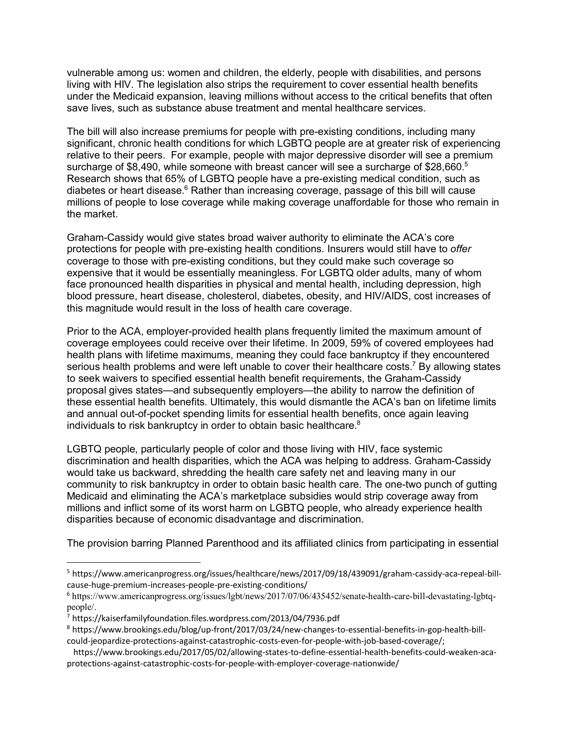vulnerable among us: women and children, the elderly, people with disabilities, and persons living with HIV. The legislation also strips the requirement to cover essential health benefits under the Medicaid expansion, leaving millions without access to the critical benefits that often save lives, such as substance abuse treatment and mental healthcare services.

The bill will also increase premiums for people with pre-existing conditions, including many significant, chronic health conditions for which LGBTQ people are at greater risk of experiencing relative to their peers. For example, people with major depressive disorder will see a premium surcharge of $8,490, while someone with breast cancer will see a surcharge of $28,660.[5] Research shows that 65% of LGBTQ people have a pre-existing medical condition, such as diabetes or heart disease.[6] Rather than increasing coverage, passage of this bill will cause millions of people to lose coverage while making coverage unaffordable for those who remain in the market.

Graham-Cassidy would give states broad waiver authority to eliminate the ACA's core protections for people with pre-existing health conditions. Insurers would still have to *offer* coverage to those with pre-existing conditions, but they could make such coverage so expensive that it would be essentially meaningless. For LGBTQ older adults, many of whom face pronounced health disparities in physical and mental health, including depression, high blood pressure, heart disease, cholesterol, diabetes, obesity, and HIV/AIDS, cost increases of this magnitude would result in the loss of health care coverage.

Prior to the ACA, employer-provided health plans frequently limited the maximum amount of coverage employees could receive over their lifetime. In 2009, 59% of covered employees had health plans with lifetime maximums, meaning they could face bankruptcy if they encountered serious health problems and were left unable to cover their healthcare costs.[7] By allowing states to seek waivers to specified essential health benefit requirements, the Graham-Cassidy proposal gives states—and subsequently employers—the ability to narrow the definition of these essential health benefits. Ultimately, this would dismantle the ACA's ban on lifetime limits and annual out-of-pocket spending limits for essential health benefits, once again leaving individuals to risk bankruptcy in order to obtain basic healthcare.[8]

LGBTQ people, particularly people of color and those living with HIV, face systemic discrimination and health disparities, which the ACA was helping to address. Graham-Cassidy would take us backward, shredding the health care safety net and leaving many in our community to risk bankruptcy in order to obtain basic health care. The one-two punch of gutting Medicaid and eliminating the ACA's marketplace subsidies would strip coverage away from millions and inflict some of its worst harm on LGBTQ people, who already experience health disparities because of economic disadvantage and discrimination.

The provision barring Planned Parenthood and its affiliated clinics from participating in essential

---

[5] https://www.americanprogress.org/issues/healthcare/news/2017/09/18/439091/graham-cassidy-aca-repeal-bill-cause-huge-premium-increases-people-pre-existing-conditions/

[6] https://www.americanprogress.org/issues/lgbt/news/2017/07/06/435452/senate-health-care-bill-devastating-lgbtq-people/.

[7] https://kaiserfamilyfoundation.files.wordpress.com/2013/04/7936.pdf

[8] https://www.brookings.edu/blog/up-front/2017/03/24/new-changes-to-essential-benefits-in-gop-health-bill-could-jeopardize-protections-against-catastrophic-costs-even-for-people-with-job-based-coverage/; https://www.brookings.edu/2017/05/02/allowing-states-to-define-essential-health-benefits-could-weaken-aca-protections-against-catastrophic-costs-for-people-with-employer-coverage-nationwide/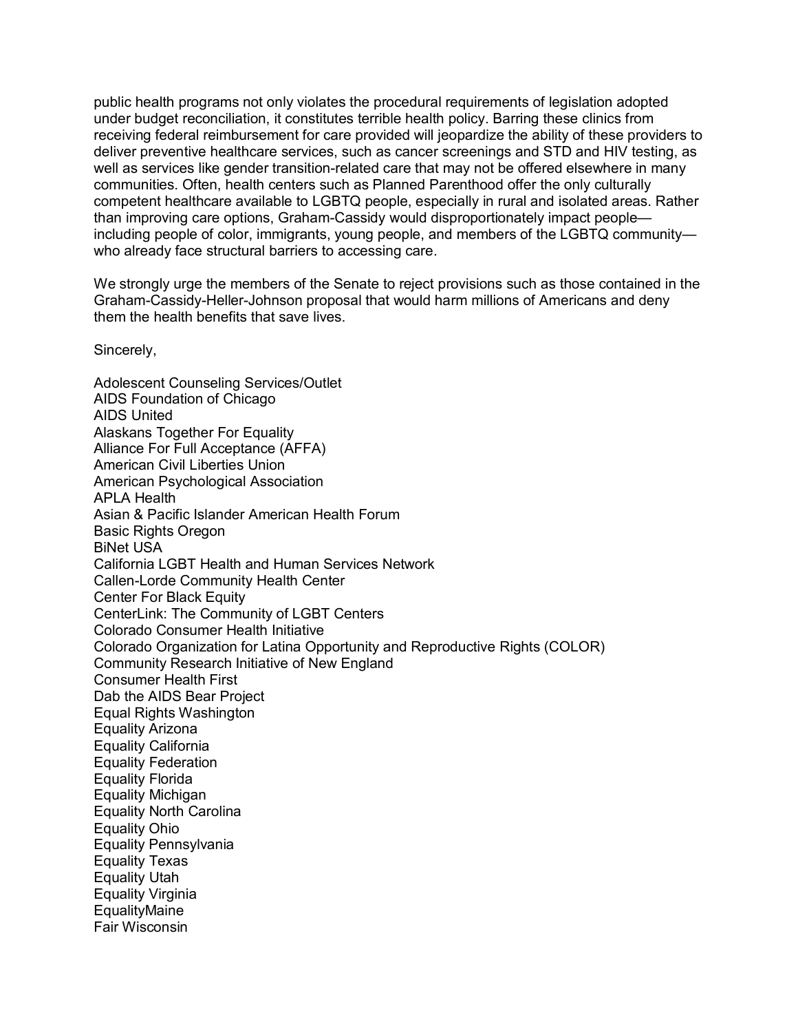public health programs not only violates the procedural requirements of legislation adopted under budget reconciliation, it constitutes terrible health policy. Barring these clinics from receiving federal reimbursement for care provided will jeopardize the ability of these providers to deliver preventive healthcare services, such as cancer screenings and STD and HIV testing, as well as services like gender transition-related care that may not be offered elsewhere in many communities. Often, health centers such as Planned Parenthood offer the only culturally competent healthcare available to LGBTQ people, especially in rural and isolated areas. Rather than improving care options, Graham-Cassidy would disproportionately impact people—including people of color, immigrants, young people, and members of the LGBTQ community—who already face structural barriers to accessing care.

We strongly urge the members of the Senate to reject provisions such as those contained in the Graham-Cassidy-Heller-Johnson proposal that would harm millions of Americans and deny them the health benefits that save lives.

Sincerely,

Adolescent Counseling Services/Outlet
AIDS Foundation of Chicago
AIDS United
Alaskans Together For Equality
Alliance For Full Acceptance (AFFA)
American Civil Liberties Union
American Psychological Association
APLA Health
Asian & Pacific Islander American Health Forum
Basic Rights Oregon
BiNet USA
California LGBT Health and Human Services Network
Callen-Lorde Community Health Center
Center For Black Equity
CenterLink: The Community of LGBT Centers
Colorado Consumer Health Initiative
Colorado Organization for Latina Opportunity and Reproductive Rights (COLOR)
Community Research Initiative of New England
Consumer Health First
Dab the AIDS Bear Project
Equal Rights Washington
Equality Arizona
Equality California
Equality Federation
Equality Florida
Equality Michigan
Equality North Carolina
Equality Ohio
Equality Pennsylvania
Equality Texas
Equality Utah
Equality Virginia
EqualityMaine
Fair Wisconsin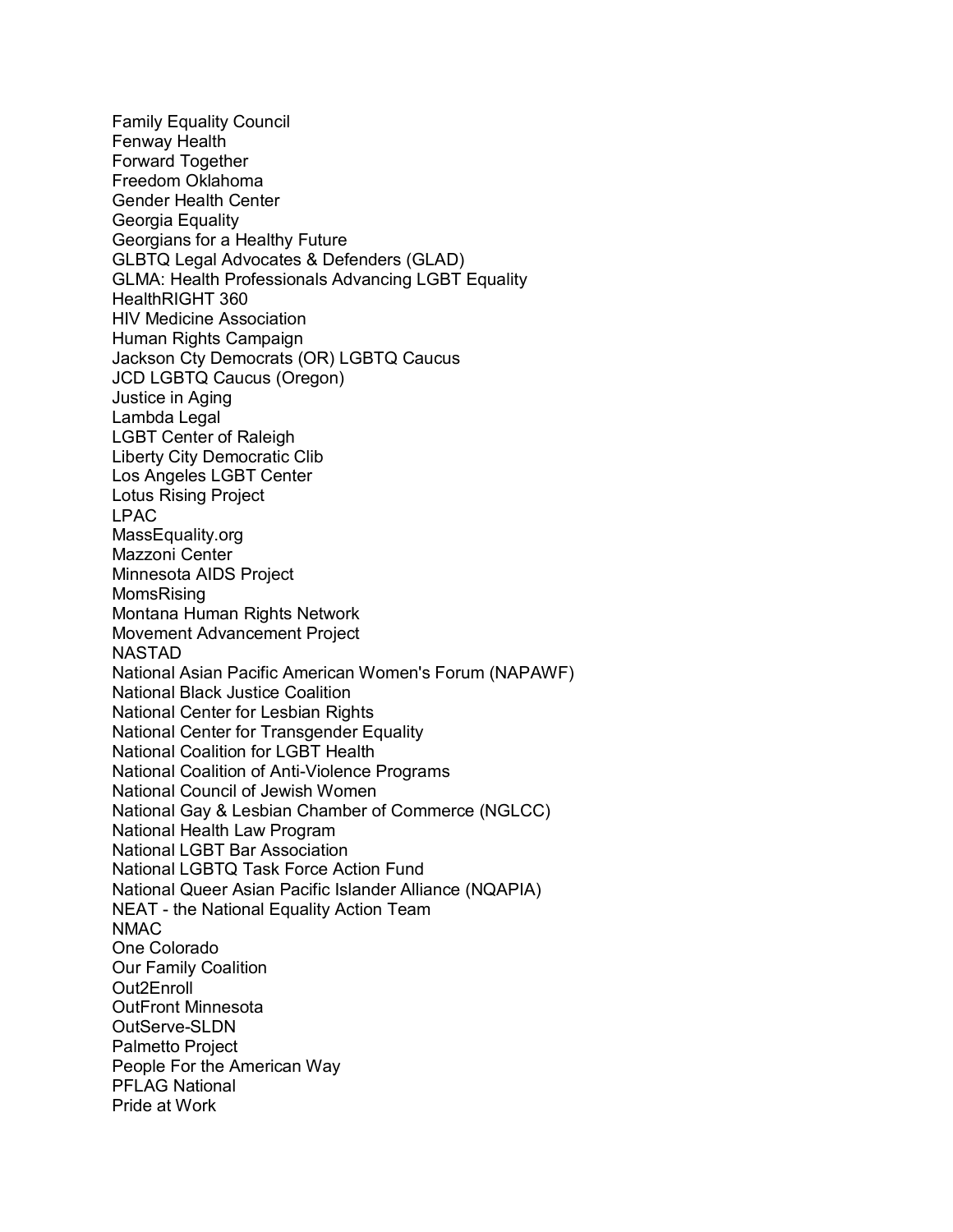Family Equality Council
Fenway Health
Forward Together
Freedom Oklahoma
Gender Health Center
Georgia Equality
Georgians for a Healthy Future
GLBTQ Legal Advocates & Defenders (GLAD)
GLMA: Health Professionals Advancing LGBT Equality
HealthRIGHT 360
HIV Medicine Association
Human Rights Campaign
Jackson Cty Democrats (OR) LGBTQ Caucus
JCD LGBTQ Caucus (Oregon)
Justice in Aging
Lambda Legal
LGBT Center of Raleigh
Liberty City Democratic Clib
Los Angeles LGBT Center
Lotus Rising Project
LPAC
MassEquality.org
Mazzoni Center
Minnesota AIDS Project
MomsRising
Montana Human Rights Network
Movement Advancement Project
NASTAD
National Asian Pacific American Women's Forum (NAPAWF)
National Black Justice Coalition
National Center for Lesbian Rights
National Center for Transgender Equality
National Coalition for LGBT Health
National Coalition of Anti-Violence Programs
National Council of Jewish Women
National Gay & Lesbian Chamber of Commerce (NGLCC)
National Health Law Program
National LGBT Bar Association
National LGBTQ Task Force Action Fund
National Queer Asian Pacific Islander Alliance (NQAPIA)
NEAT - the National Equality Action Team
NMAC
One Colorado
Our Family Coalition
Out2Enroll
OutFront Minnesota
OutServe-SLDN
Palmetto Project
People For the American Way
PFLAG National
Pride at Work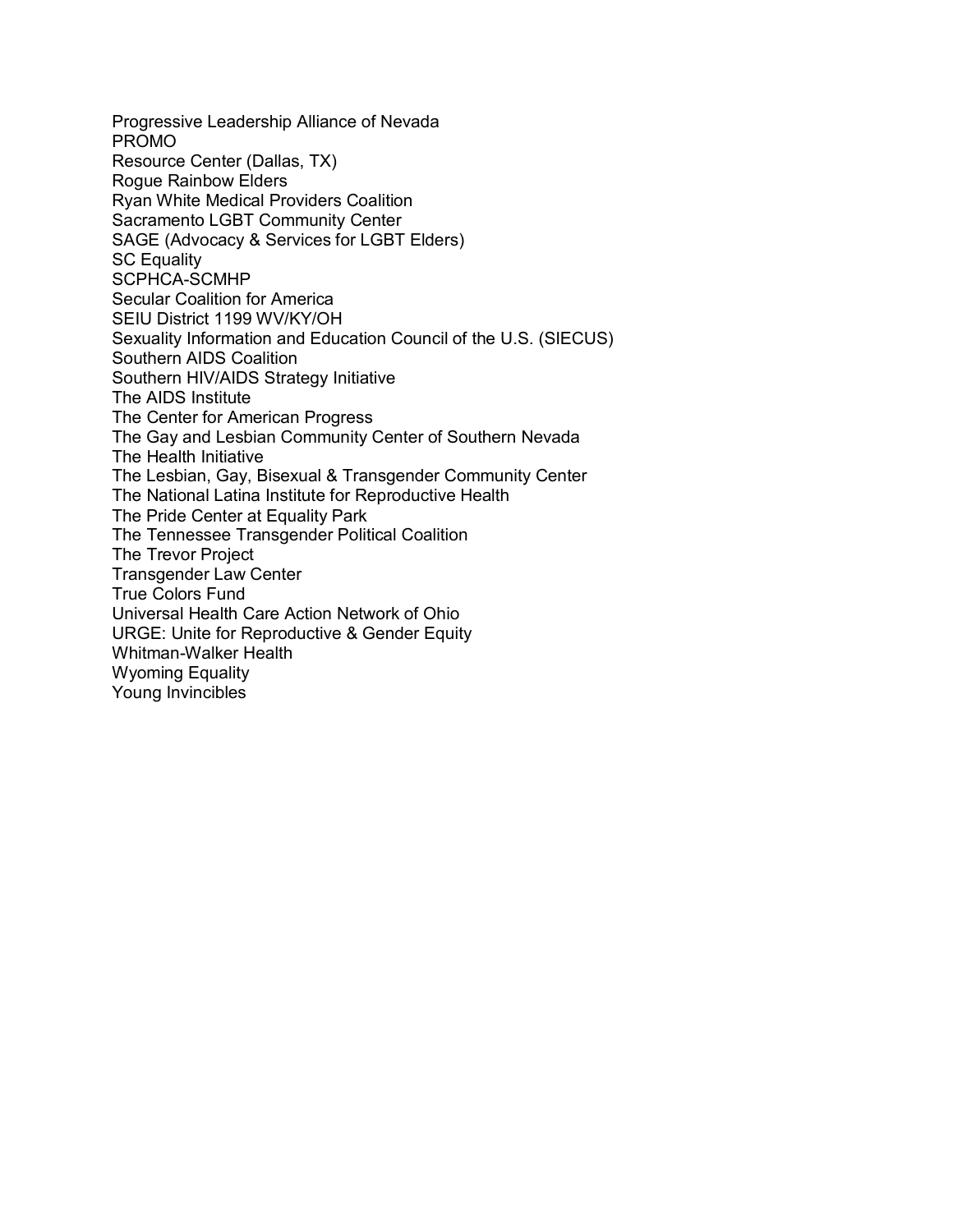Progressive Leadership Alliance of Nevada
PROMO
Resource Center (Dallas, TX)
Rogue Rainbow Elders
Ryan White Medical Providers Coalition
Sacramento LGBT Community Center
SAGE (Advocacy & Services for LGBT Elders)
SC Equality
SCPHCA-SCMHP
Secular Coalition for America
SEIU District 1199 WV/KY/OH
Sexuality Information and Education Council of the U.S. (SIECUS)
Southern AIDS Coalition
Southern HIV/AIDS Strategy Initiative
The AIDS Institute
The Center for American Progress
The Gay and Lesbian Community Center of Southern Nevada
The Health Initiative
The Lesbian, Gay, Bisexual & Transgender Community Center
The National Latina Institute for Reproductive Health
The Pride Center at Equality Park
The Tennessee Transgender Political Coalition
The Trevor Project
Transgender Law Center
True Colors Fund
Universal Health Care Action Network of Ohio
URGE: Unite for Reproductive & Gender Equity
Whitman-Walker Health
Wyoming Equality
Young Invincibles